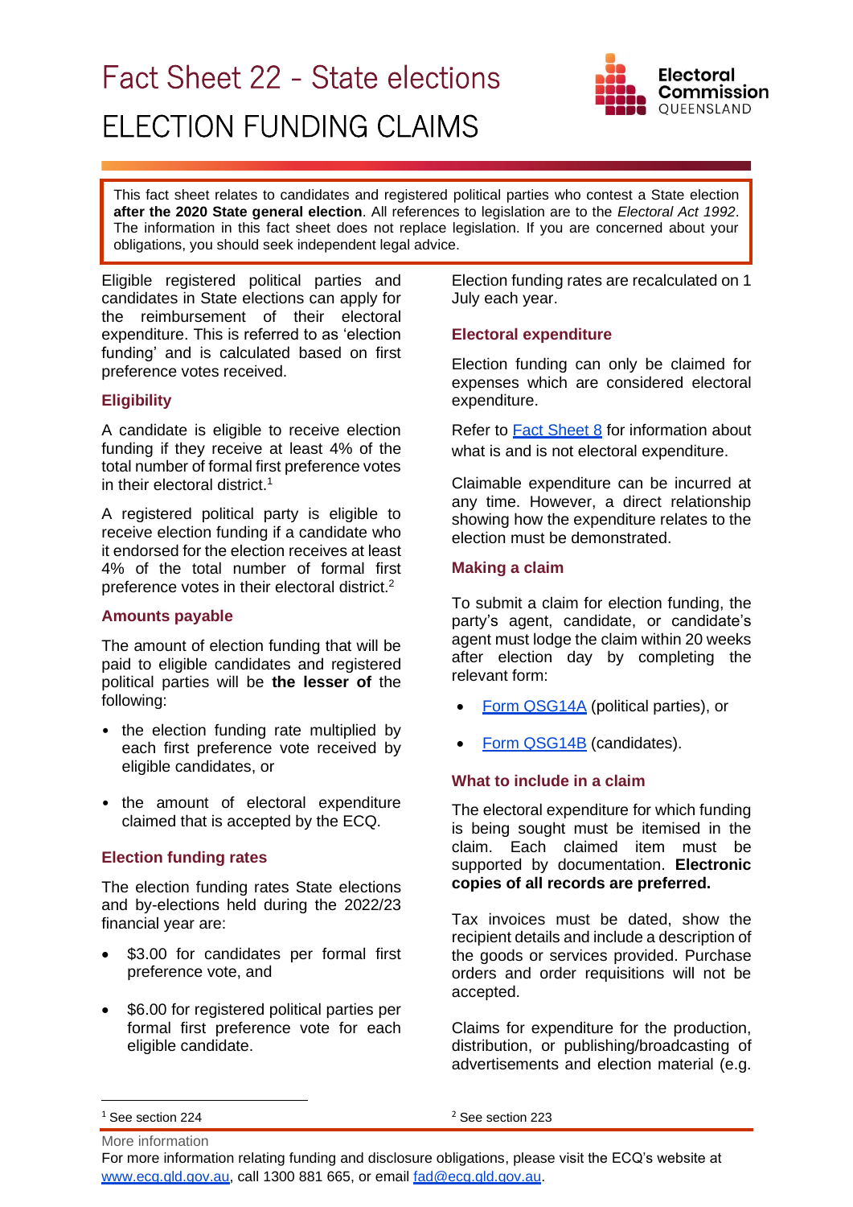# Fact Sheet 22 - State elections

# ELECTION FUNDING CLAIMS

This fact sheet relates to candidates and registered political parties who contest a State election **after the 2020 State general election**. All references to legislation are to the *Electoral Act 1992*. The information in this fact sheet does not replace legislation. If you are concerned about your obligations, you should seek independent legal advice.

Eligible registered political parties and candidates in State elections can apply for the reimbursement of their electoral expenditure. This is referred to as 'election funding' and is calculated based on first preference votes received.

## Eligibility

A candidate is eligible to receive election funding if they receive at least 4% of the total number of formal first preference votes in their electoral district.[1]

A registered political party is eligible to receive election funding if a candidate who it endorsed for the election receives at least 4% of the total number of formal first preference votes in their electoral district.[2]

## Amounts payable

The amount of election funding that will be paid to eligible candidates and registered political parties will be **the lesser of** the following:

- the election funding rate multiplied by each first preference vote received by eligible candidates, or
- the amount of electoral expenditure claimed that is accepted by the ECQ.

## Election funding rates

The election funding rates State elections and by-elections held during the 2022/23 financial year are:

- $3.00 for candidates per formal first preference vote, and
- $6.00 for registered political parties per formal first preference vote for each eligible candidate.

Election funding rates are recalculated on 1 July each year.

## Electoral expenditure

Election funding can only be claimed for expenses which are considered electoral expenditure.

Refer to Fact Sheet 8 for information about what is and is not electoral expenditure.

Claimable expenditure can be incurred at any time. However, a direct relationship showing how the expenditure relates to the election must be demonstrated.

## Making a claim

To submit a claim for election funding, the party's agent, candidate, or candidate's agent must lodge the claim within 20 weeks after election day by completing the relevant form:

- Form OSG14A (political parties), or
- Form OSG14B (candidates).

## What to include in a claim

The electoral expenditure for which funding is being sought must be itemised in the claim. Each claimed item must be supported by documentation. **Electronic copies of all records are preferred.**

Tax invoices must be dated, show the recipient details and include a description of the goods or services provided. Purchase orders and order requisitions will not be accepted.

Claims for expenditure for the production, distribution, or publishing/broadcasting of advertisements and election material (e.g.

---

[1] See section 224

[2] See section 223

More information

For more information relating funding and disclosure obligations, please visit the ECQ's website at www.ecq.qld.gov.au, call 1300 881 665, or email fad@ecq.qld.gov.au.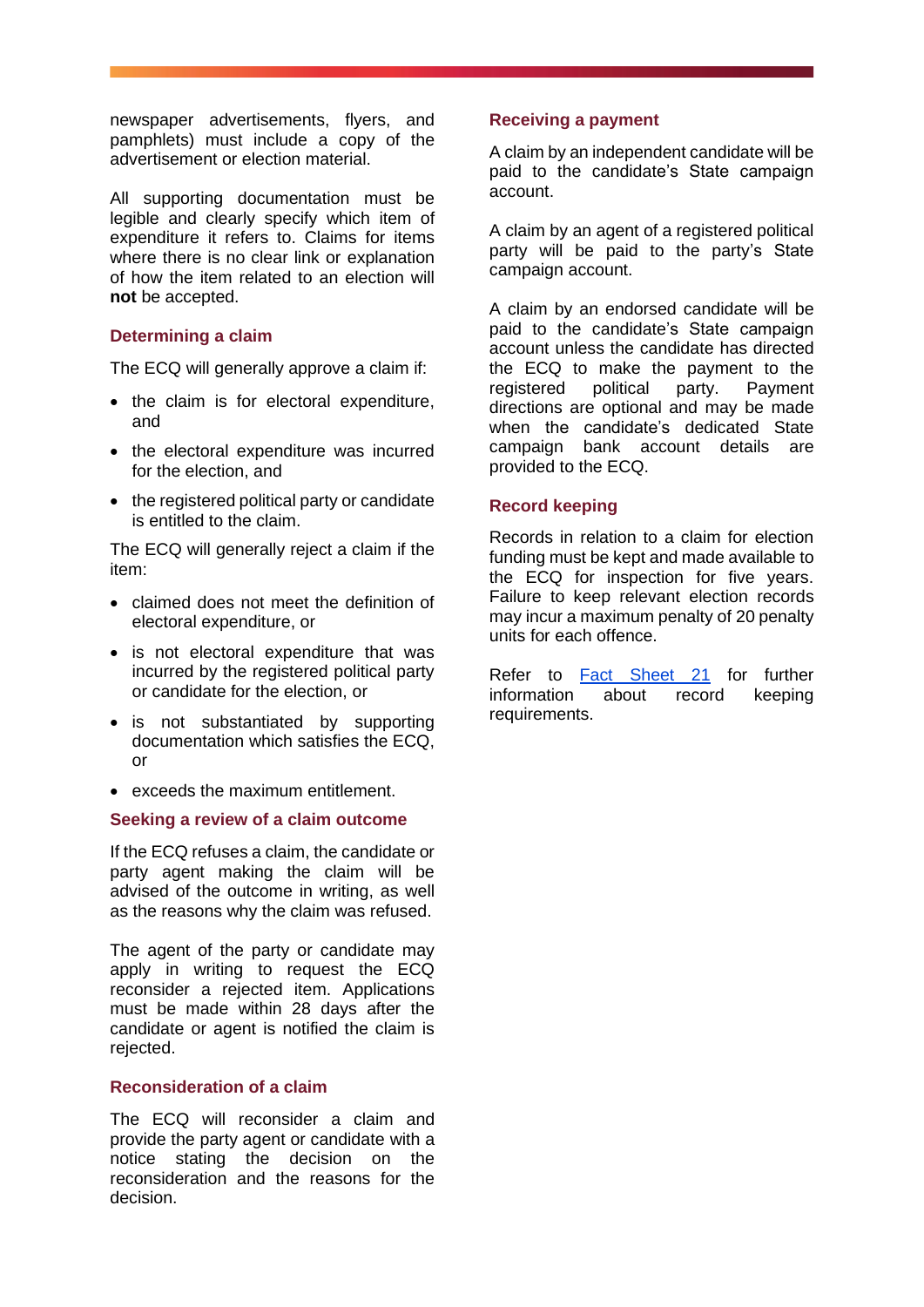newspaper advertisements, flyers, and pamphlets) must include a copy of the advertisement or election material.

All supporting documentation must be legible and clearly specify which item of expenditure it refers to. Claims for items where there is no clear link or explanation of how the item related to an election will **not** be accepted.

### Determining a claim

The ECQ will generally approve a claim if:

- the claim is for electoral expenditure, and
- the electoral expenditure was incurred for the election, and
- the registered political party or candidate is entitled to the claim.

The ECQ will generally reject a claim if the item:

- claimed does not meet the definition of electoral expenditure, or
- is not electoral expenditure that was incurred by the registered political party or candidate for the election, or
- is not substantiated by supporting documentation which satisfies the ECQ, or
- exceeds the maximum entitlement.

### Seeking a review of a claim outcome

If the ECQ refuses a claim, the candidate or party agent making the claim will be advised of the outcome in writing, as well as the reasons why the claim was refused.

The agent of the party or candidate may apply in writing to request the ECQ reconsider a rejected item. Applications must be made within 28 days after the candidate or agent is notified the claim is rejected.

### Reconsideration of a claim

The ECQ will reconsider a claim and provide the party agent or candidate with a notice stating the decision on the reconsideration and the reasons for the decision.

### Receiving a payment

A claim by an independent candidate will be paid to the candidate's State campaign account.

A claim by an agent of a registered political party will be paid to the party's State campaign account.

A claim by an endorsed candidate will be paid to the candidate's State campaign account unless the candidate has directed the ECQ to make the payment to the registered political party. Payment directions are optional and may be made when the candidate's dedicated State campaign bank account details are provided to the ECQ.

### Record keeping

Records in relation to a claim for election funding must be kept and made available to the ECQ for inspection for five years. Failure to keep relevant election records may incur a maximum penalty of 20 penalty units for each offence.

Refer to Fact Sheet 21 for further information about record keeping requirements.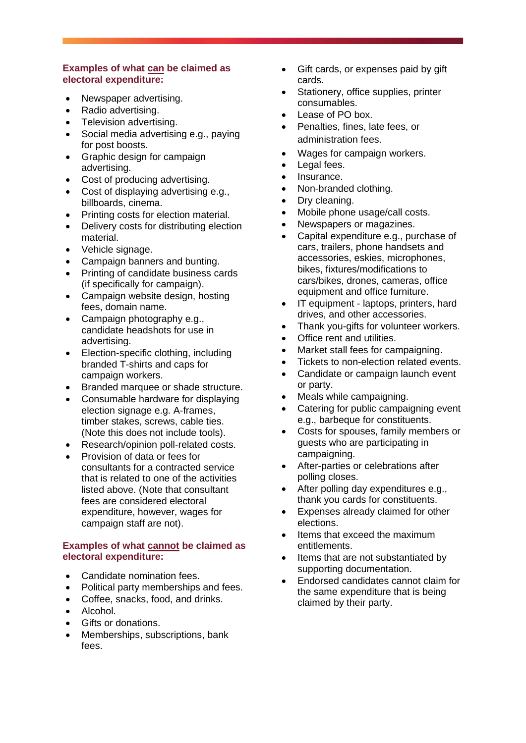### Examples of what **can** be claimed as electoral expenditure:

- Newspaper advertising.
- Radio advertising.
- Television advertising.
- Social media advertising e.g., paying for post boosts.
- Graphic design for campaign advertising.
- Cost of producing advertising.
- Cost of displaying advertising e.g., billboards, cinema.
- Printing costs for election material.
- Delivery costs for distributing election material.
- Vehicle signage.
- Campaign banners and bunting.
- Printing of candidate business cards (if specifically for campaign).
- Campaign website design, hosting fees, domain name.
- Campaign photography e.g., candidate headshots for use in advertising.
- Election-specific clothing, including branded T-shirts and caps for campaign workers.
- Branded marquee or shade structure.
- Consumable hardware for displaying election signage e.g. A-frames, timber stakes, screws, cable ties. (Note this does not include tools).
- Research/opinion poll-related costs.
- Provision of data or fees for consultants for a contracted service that is related to one of the activities listed above. (Note that consultant fees are considered electoral expenditure, however, wages for campaign staff are not).

### Examples of what **cannot** be claimed as electoral expenditure:

- Candidate nomination fees.
- Political party memberships and fees.
- Coffee, snacks, food, and drinks.
- Alcohol.
- Gifts or donations.
- Memberships, subscriptions, bank fees.
- Gift cards, or expenses paid by gift cards.
- Stationery, office supplies, printer consumables.
- Lease of PO box.
- Penalties, fines, late fees, or administration fees.
- Wages for campaign workers.
- Legal fees.
- Insurance.
- Non-branded clothing.
- Dry cleaning.
- Mobile phone usage/call costs.
- Newspapers or magazines.
- Capital expenditure e.g., purchase of cars, trailers, phone handsets and accessories, eskies, microphones, bikes, fixtures/modifications to cars/bikes, drones, cameras, office equipment and office furniture.
- IT equipment - laptops, printers, hard drives, and other accessories.
- Thank you-gifts for volunteer workers.
- Office rent and utilities.
- Market stall fees for campaigning.
- Tickets to non-election related events.
- Candidate or campaign launch event or party.
- Meals while campaigning.
- Catering for public campaigning event e.g., barbeque for constituents.
- Costs for spouses, family members or guests who are participating in campaigning.
- After-parties or celebrations after polling closes.
- After polling day expenditures e.g., thank you cards for constituents.
- Expenses already claimed for other elections.
- Items that exceed the maximum entitlements.
- Items that are not substantiated by supporting documentation.
- Endorsed candidates cannot claim for the same expenditure that is being claimed by their party.